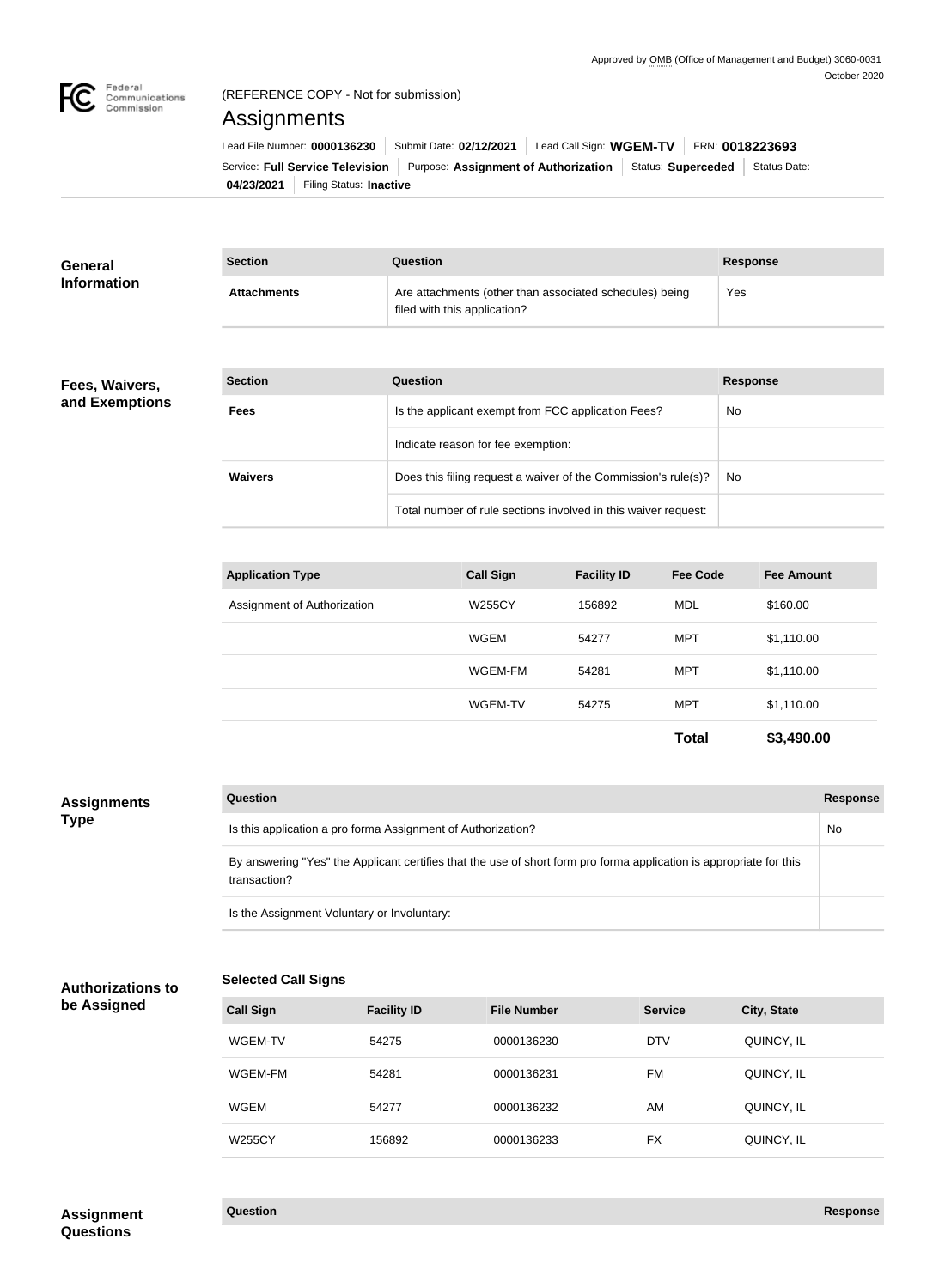Approved by OMB (Office of Management and Budget) 3060-0031
October 2020

Federal Communications Commission

(REFERENCE COPY - Not for submission)

# Assignments

Lead File Number: **0000136230** | Submit Date: **02/12/2021** | Lead Call Sign: **WGEM-TV** | FRN: **0018223693**
Service: **Full Service Television** | Purpose: **Assignment of Authorization** | Status: **Superceded** | Status Date: **04/23/2021** | Filing Status: **Inactive**

## General Information

| Section | Question | Response |
| --- | --- | --- |
| **Attachments** | Are attachments (other than associated schedules) being filed with this application? | Yes |

## Fees, Waivers, and Exemptions

| Section | Question | Response |
| --- | --- | --- |
| **Fees** | Is the applicant exempt from FCC application Fees? | No |
| | Indicate reason for fee exemption: | |
| **Waivers** | Does this filing request a waiver of the Commission's rule(s)? | No |
| | Total number of rule sections involved in this waiver request: | |

| Application Type | Call Sign | Facility ID | Fee Code | Fee Amount |
| --- | --- | --- | --- | --- |
| Assignment of Authorization | W255CY | 156892 | MDL | $160.00 |
| | WGEM | 54277 | MPT | $1,110.00 |
| | WGEM-FM | 54281 | MPT | $1,110.00 |
| | WGEM-TV | 54275 | MPT | $1,110.00 |
| | | | **Total** | **$3,490.00** |

## Assignments Type

| Question | Response |
| --- | --- |
| Is this application a pro forma Assignment of Authorization? | No |
| By answering "Yes" the Applicant certifies that the use of short form pro forma application is appropriate for this transaction? | |
| Is the Assignment Voluntary or Involuntary: | |

## Authorizations to be Assigned

### Selected Call Signs

| Call Sign | Facility ID | File Number | Service | City, State |
| --- | --- | --- | --- | --- |
| WGEM-TV | 54275 | 0000136230 | DTV | QUINCY, IL |
| WGEM-FM | 54281 | 0000136231 | FM | QUINCY, IL |
| WGEM | 54277 | 0000136232 | AM | QUINCY, IL |
| W255CY | 156892 | 0000136233 | FX | QUINCY, IL |

## Assignment Questions

| Question | Response |
| --- | --- |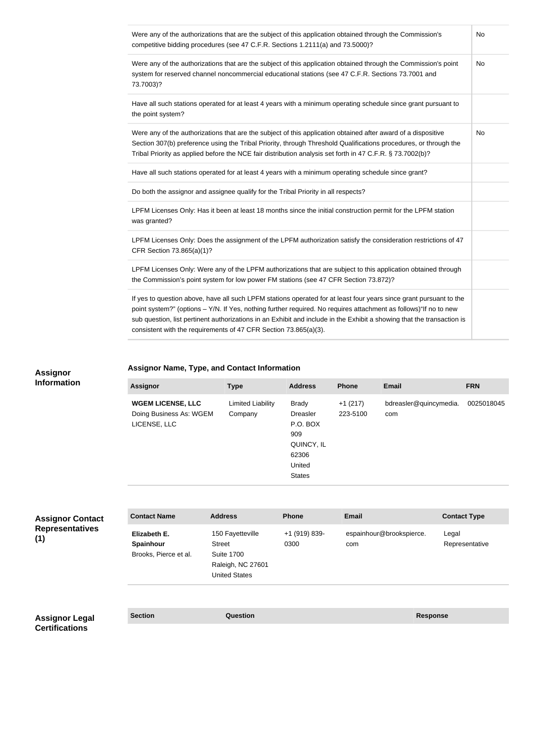| | |
|---|---|
| Were any of the authorizations that are the subject of this application obtained through the Commission's competitive bidding procedures (see 47 C.F.R. Sections 1.2111(a) and 73.5000)? | No |
| Were any of the authorizations that are the subject of this application obtained through the Commission's point system for reserved channel noncommercial educational stations (see 47 C.F.R. Sections 73.7001 and 73.7003)? | No |
| Have all such stations operated for at least 4 years with a minimum operating schedule since grant pursuant to the point system? | |
| Were any of the authorizations that are the subject of this application obtained after award of a dispositive Section 307(b) preference using the Tribal Priority, through Threshold Qualifications procedures, or through the Tribal Priority as applied before the NCE fair distribution analysis set forth in 47 C.F.R. § 73.7002(b)? | No |
| Have all such stations operated for at least 4 years with a minimum operating schedule since grant? | |
| Do both the assignor and assignee qualify for the Tribal Priority in all respects? | |
| LPFM Licenses Only: Has it been at least 18 months since the initial construction permit for the LPFM station was granted? | |
| LPFM Licenses Only: Does the assignment of the LPFM authorization satisfy the consideration restrictions of 47 CFR Section 73.865(a)(1)? | |
| LPFM Licenses Only: Were any of the LPFM authorizations that are subject to this application obtained through the Commission's point system for low power FM stations (see 47 CFR Section 73.872)? | |
| If yes to question above, have all such LPFM stations operated for at least four years since grant pursuant to the point system?" (options – Y/N. If Yes, nothing further required. No requires attachment as follows)"If no to new sub question, list pertinent authorizations in an Exhibit and include in the Exhibit a showing that the transaction is consistent with the requirements of 47 CFR Section 73.865(a)(3). | |

## Assignor Information

### Assignor Name, Type, and Contact Information

| Assignor | Type | Address | Phone | Email | FRN |
|---|---|---|---|---|---|
| **WGEM LICENSE, LLC** Doing Business As: WGEM LICENSE, LLC | Limited Liability Company | Brady Dreasler P.O. BOX 909 QUINCY, IL 62306 United States | +1 (217) 223-5100 | bdreasler@quincymedia.com | 0025018045 |

## Assignor Contact Representatives (1)

| Contact Name | Address | Phone | Email | Contact Type |
|---|---|---|---|---|
| **Elizabeth E. Spainhour** Brooks, Pierce et al. | 150 Fayetteville Street Suite 1700 Raleigh, NC 27601 United States | +1 (919) 839-0300 | espainhour@brookspierce.com | Legal Representative |

## Assignor Legal Certifications

| Section | Question | Response |
|---|---|---|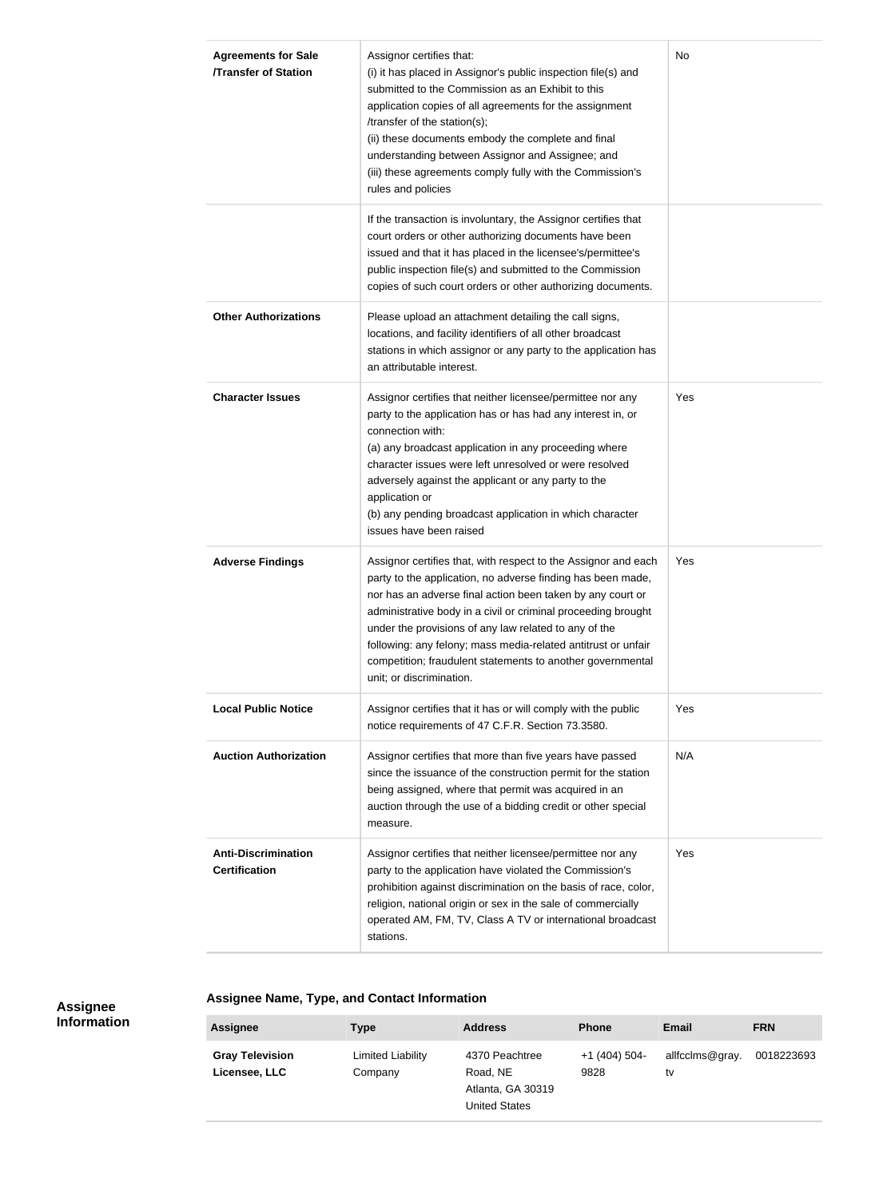| | | |
|---|---|---|
| **Agreements for Sale /Transfer of Station** | Assignor certifies that:<br>(i) it has placed in Assignor's public inspection file(s) and submitted to the Commission as an Exhibit to this application copies of all agreements for the assignment /transfer of the station(s);<br>(ii) these documents embody the complete and final understanding between Assignor and Assignee; and<br>(iii) these agreements comply fully with the Commission's rules and policies | No |
| | If the transaction is involuntary, the Assignor certifies that court orders or other authorizing documents have been issued and that it has placed in the licensee's/permittee's public inspection file(s) and submitted to the Commission copies of such court orders or other authorizing documents. | |
| **Other Authorizations** | Please upload an attachment detailing the call signs, locations, and facility identifiers of all other broadcast stations in which assignor or any party to the application has an attributable interest. | |
| **Character Issues** | Assignor certifies that neither licensee/permittee nor any party to the application has or has had any interest in, or connection with:<br>(a) any broadcast application in any proceeding where character issues were left unresolved or were resolved adversely against the applicant or any party to the application or<br>(b) any pending broadcast application in which character issues have been raised | Yes |
| **Adverse Findings** | Assignor certifies that, with respect to the Assignor and each party to the application, no adverse finding has been made, nor has an adverse final action been taken by any court or administrative body in a civil or criminal proceeding brought under the provisions of any law related to any of the following: any felony; mass media-related antitrust or unfair competition; fraudulent statements to another governmental unit; or discrimination. | Yes |
| **Local Public Notice** | Assignor certifies that it has or will comply with the public notice requirements of 47 C.F.R. Section 73.3580. | Yes |
| **Auction Authorization** | Assignor certifies that more than five years have passed since the issuance of the construction permit for the station being assigned, where that permit was acquired in an auction through the use of a bidding credit or other special measure. | N/A |
| **Anti-Discrimination Certification** | Assignor certifies that neither licensee/permittee nor any party to the application have violated the Commission's prohibition against discrimination on the basis of race, color, religion, national origin or sex in the sale of commercially operated AM, FM, TV, Class A TV or international broadcast stations. | Yes |

## Assignee Information

### Assignee Name, Type, and Contact Information

| Assignee | Type | Address | Phone | Email | FRN |
|---|---|---|---|---|---|
| **Gray Television Licensee, LLC** | Limited Liability Company | 4370 Peachtree Road, NE<br>Atlanta, GA 30319<br>United States | +1 (404) 504-9828 | allfcclms@gray.tv | 0018223693 |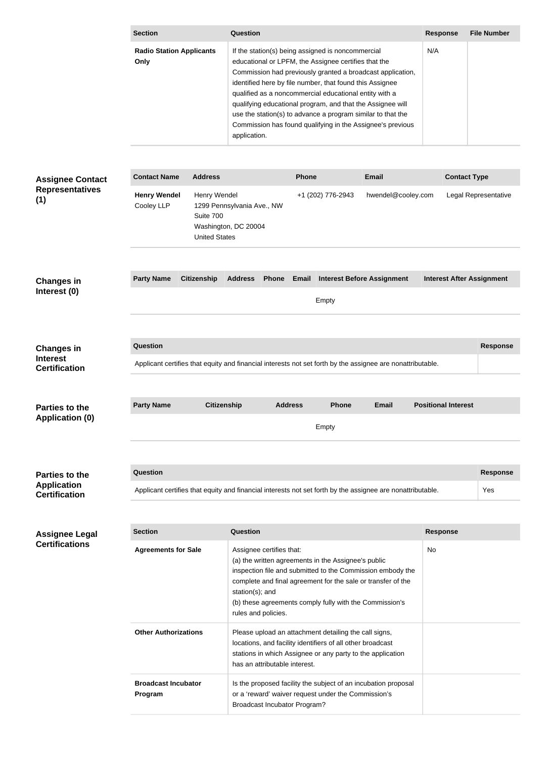| Section | Question | Response | File Number |
|---|---|---|---|
| **Radio Station Applicants Only** | If the station(s) being assigned is noncommercial educational or LPFM, the Assignee certifies that the Commission had previously granted a broadcast application, identified here by file number, that found this Assignee qualified as a noncommercial educational entity with a qualifying educational program, and that the Assignee will use the station(s) to advance a program similar to that the Commission has found qualifying in the Assignee's previous application. | N/A | |

## Assignee Contact Representatives (1)

| Contact Name | Address | Phone | Email | Contact Type |
|---|---|---|---|---|
| **Henry Wendel** Cooley LLP | Henry Wendel 1299 Pennsylvania Ave., NW Suite 700 Washington, DC 20004 United States | +1 (202) 776-2943 | hwendel@cooley.com | Legal Representative |

## Changes in Interest (0)

| Party Name | Citizenship | Address | Phone | Email | Interest Before Assignment | Interest After Assignment |
|---|---|---|---|---|---|---|
| Empty | | | | | | |

## Changes in Interest Certification

| Question | Response |
|---|---|
| Applicant certifies that equity and financial interests not set forth by the assignee are nonattributable. | |

## Parties to the Application (0)

| Party Name | Citizenship | Address | Phone | Email | Positional Interest |
|---|---|---|---|---|---|
| Empty | | | | | |

## Parties to the Application Certification

| Question | Response |
|---|---|
| Applicant certifies that equity and financial interests not set forth by the assignee are nonattributable. | Yes |

## Assignee Legal Certifications

| Section | Question | Response |
|---|---|---|
| **Agreements for Sale** | Assignee certifies that: (a) the written agreements in the Assignee's public inspection file and submitted to the Commission embody the complete and final agreement for the sale or transfer of the station(s); and (b) these agreements comply fully with the Commission's rules and policies. | No |
| **Other Authorizations** | Please upload an attachment detailing the call signs, locations, and facility identifiers of all other broadcast stations in which Assignee or any party to the application has an attributable interest. | |
| **Broadcast Incubator Program** | Is the proposed facility the subject of an incubation proposal or a 'reward' waiver request under the Commission's Broadcast Incubator Program? | |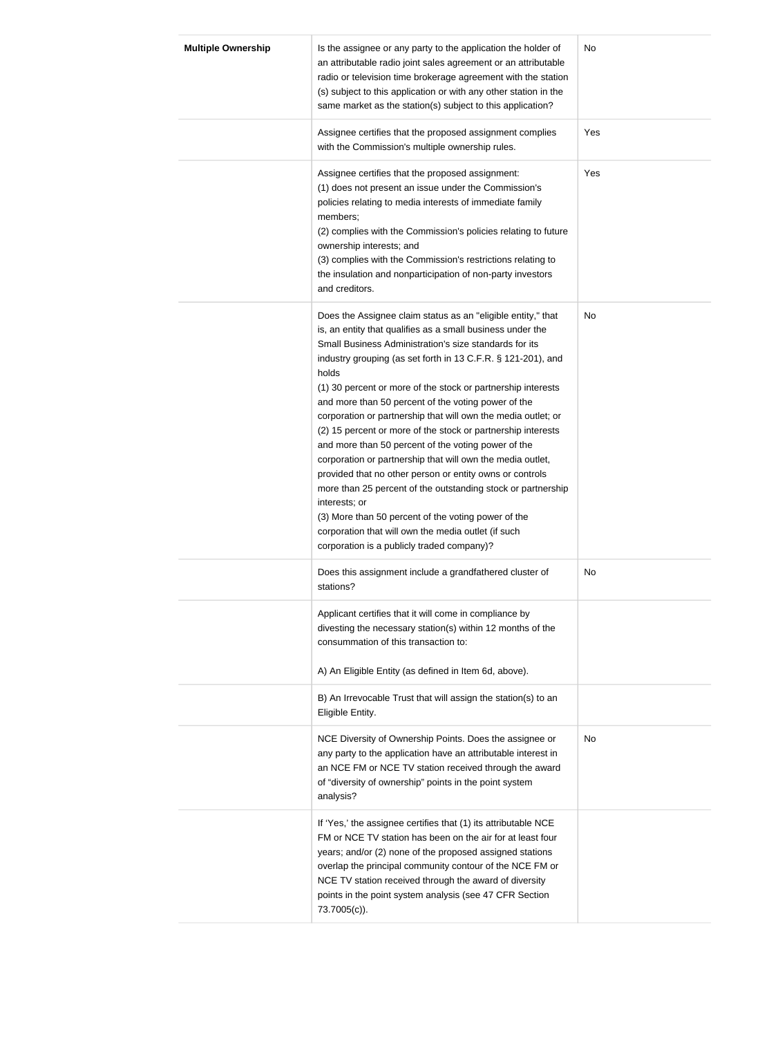| | | |
|---|---|---|
| **Multiple Ownership** | Is the assignee or any party to the application the holder of an attributable radio joint sales agreement or an attributable radio or television time brokerage agreement with the station (s) subject to this application or with any other station in the same market as the station(s) subject to this application? | No |
| | Assignee certifies that the proposed assignment complies with the Commission's multiple ownership rules. | Yes |
| | Assignee certifies that the proposed assignment:<br>(1) does not present an issue under the Commission's policies relating to media interests of immediate family members;<br>(2) complies with the Commission's policies relating to future ownership interests; and<br>(3) complies with the Commission's restrictions relating to the insulation and nonparticipation of non-party investors and creditors. | Yes |
| | Does the Assignee claim status as an "eligible entity," that is, an entity that qualifies as a small business under the Small Business Administration's size standards for its industry grouping (as set forth in 13 C.F.R. § 121-201), and holds<br>(1) 30 percent or more of the stock or partnership interests and more than 50 percent of the voting power of the corporation or partnership that will own the media outlet; or<br>(2) 15 percent or more of the stock or partnership interests and more than 50 percent of the voting power of the corporation or partnership that will own the media outlet, provided that no other person or entity owns or controls more than 25 percent of the outstanding stock or partnership interests; or<br>(3) More than 50 percent of the voting power of the corporation that will own the media outlet (if such corporation is a publicly traded company)? | No |
| | Does this assignment include a grandfathered cluster of stations? | No |
| | Applicant certifies that it will come in compliance by divesting the necessary station(s) within 12 months of the consummation of this transaction to:<br><br>A) An Eligible Entity (as defined in Item 6d, above). | |
| | B) An Irrevocable Trust that will assign the station(s) to an Eligible Entity. | |
| | NCE Diversity of Ownership Points. Does the assignee or any party to the application have an attributable interest in an NCE FM or NCE TV station received through the award of "diversity of ownership" points in the point system analysis? | No |
| | If 'Yes,' the assignee certifies that (1) its attributable NCE FM or NCE TV station has been on the air for at least four years; and/or (2) none of the proposed assigned stations overlap the principal community contour of the NCE FM or NCE TV station received through the award of diversity points in the point system analysis (see 47 CFR Section 73.7005(c)). | |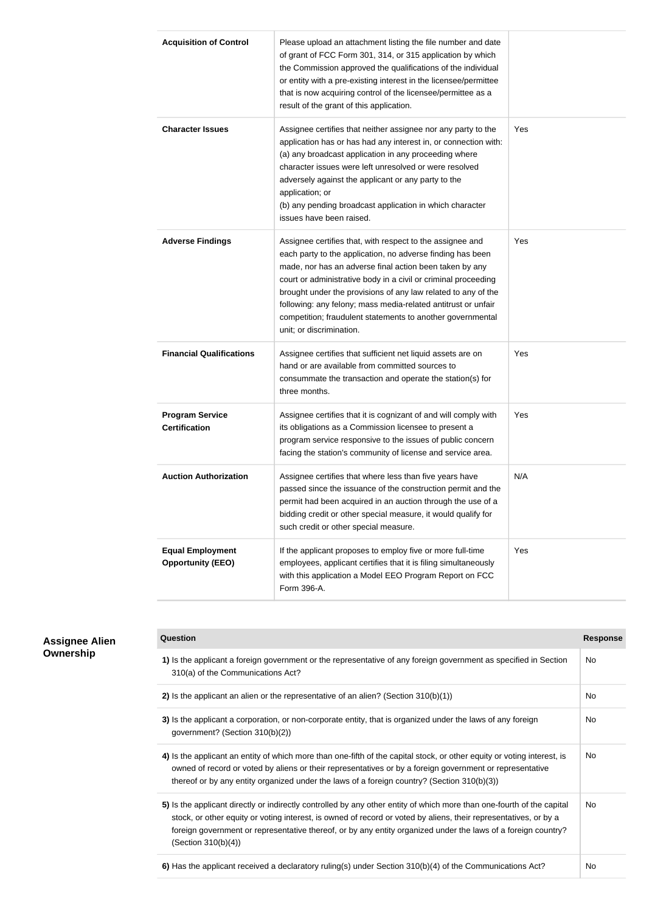| | | |
|---|---|---|
| **Acquisition of Control** | Please upload an attachment listing the file number and date of grant of FCC Form 301, 314, or 315 application by which the Commission approved the qualifications of the individual or entity with a pre-existing interest in the licensee/permittee that is now acquiring control of the licensee/permittee as a result of the grant of this application. | |
| **Character Issues** | Assignee certifies that neither assignee nor any party to the application has or has had any interest in, or connection with:<br>(a) any broadcast application in any proceeding where character issues were left unresolved or were resolved adversely against the applicant or any party to the application; or<br>(b) any pending broadcast application in which character issues have been raised. | Yes |
| **Adverse Findings** | Assignee certifies that, with respect to the assignee and each party to the application, no adverse finding has been made, nor has an adverse final action been taken by any court or administrative body in a civil or criminal proceeding brought under the provisions of any law related to any of the following: any felony; mass media-related antitrust or unfair competition; fraudulent statements to another governmental unit; or discrimination. | Yes |
| **Financial Qualifications** | Assignee certifies that sufficient net liquid assets are on hand or are available from committed sources to consummate the transaction and operate the station(s) for three months. | Yes |
| **Program Service Certification** | Assignee certifies that it is cognizant of and will comply with its obligations as a Commission licensee to present a program service responsive to the issues of public concern facing the station's community of license and service area. | Yes |
| **Auction Authorization** | Assignee certifies that where less than five years have passed since the issuance of the construction permit and the permit had been acquired in an auction through the use of a bidding credit or other special measure, it would qualify for such credit or other special measure. | N/A |
| **Equal Employment Opportunity (EEO)** | If the applicant proposes to employ five or more full-time employees, applicant certifies that it is filing simultaneously with this application a Model EEO Program Report on FCC Form 396-A. | Yes |

## Assignee Alien Ownership

| Question | Response |
|---|---|
| **1)** Is the applicant a foreign government or the representative of any foreign government as specified in Section 310(a) of the Communications Act? | No |
| **2)** Is the applicant an alien or the representative of an alien? (Section 310(b)(1)) | No |
| **3)** Is the applicant a corporation, or non-corporate entity, that is organized under the laws of any foreign government? (Section 310(b)(2)) | No |
| **4)** Is the applicant an entity of which more than one-fifth of the capital stock, or other equity or voting interest, is owned of record or voted by aliens or their representatives or by a foreign government or representative thereof or by any entity organized under the laws of a foreign country? (Section 310(b)(3)) | No |
| **5)** Is the applicant directly or indirectly controlled by any other entity of which more than one-fourth of the capital stock, or other equity or voting interest, is owned of record or voted by aliens, their representatives, or by a foreign government or representative thereof, or by any entity organized under the laws of a foreign country? (Section 310(b)(4)) | No |
| **6)** Has the applicant received a declaratory ruling(s) under Section 310(b)(4) of the Communications Act? | No |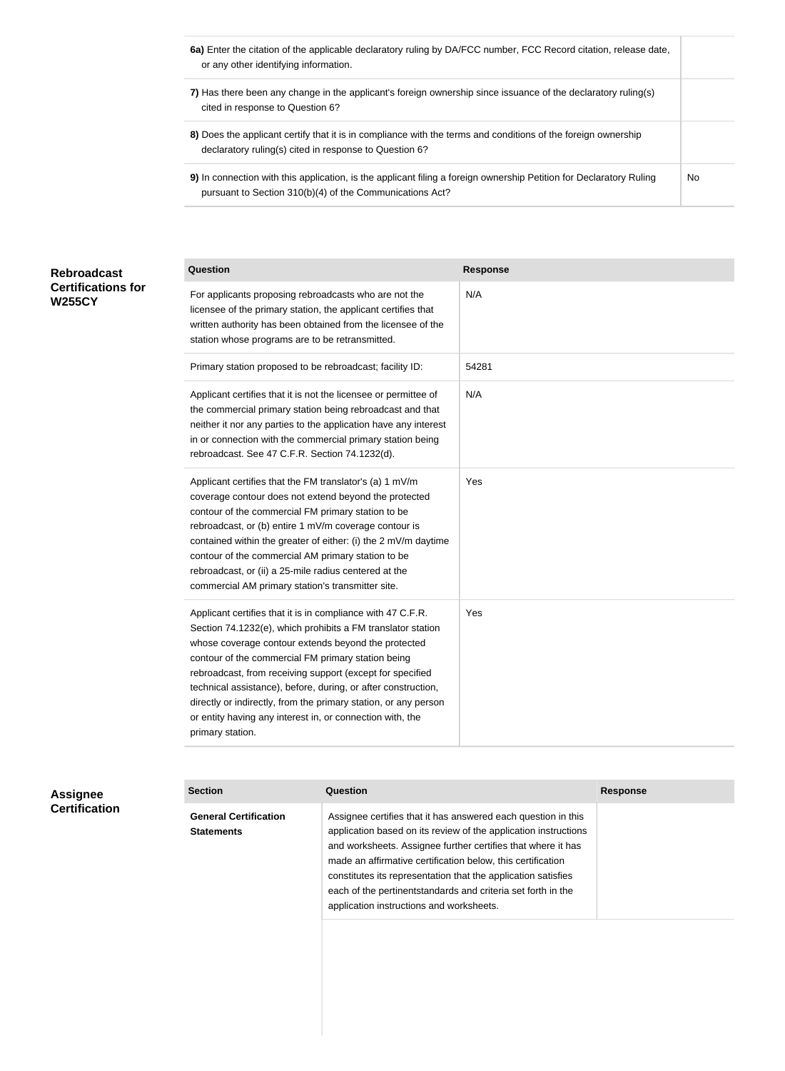| | |
|---|---|
| **6a)** Enter the citation of the applicable declaratory ruling by DA/FCC number, FCC Record citation, release date, or any other identifying information. | |
| **7)** Has there been any change in the applicant's foreign ownership since issuance of the declaratory ruling(s) cited in response to Question 6? | |
| **8)** Does the applicant certify that it is in compliance with the terms and conditions of the foreign ownership declaratory ruling(s) cited in response to Question 6? | |
| **9)** In connection with this application, is the applicant filing a foreign ownership Petition for Declaratory Ruling pursuant to Section 310(b)(4) of the Communications Act? | No |

## Rebroadcast Certifications for W255CY

| Question | Response |
|---|---|
| For applicants proposing rebroadcasts who are not the licensee of the primary station, the applicant certifies that written authority has been obtained from the licensee of the station whose programs are to be retransmitted. | N/A |
| Primary station proposed to be rebroadcast; facility ID: | 54281 |
| Applicant certifies that it is not the licensee or permittee of the commercial primary station being rebroadcast and that neither it nor any parties to the application have any interest in or connection with the commercial primary station being rebroadcast. See 47 C.F.R. Section 74.1232(d). | N/A |
| Applicant certifies that the FM translator's (a) 1 mV/m coverage contour does not extend beyond the protected contour of the commercial FM primary station to be rebroadcast, or (b) entire 1 mV/m coverage contour is contained within the greater of either: (i) the 2 mV/m daytime contour of the commercial AM primary station to be rebroadcast, or (ii) a 25-mile radius centered at the commercial AM primary station's transmitter site. | Yes |
| Applicant certifies that it is in compliance with 47 C.F.R. Section 74.1232(e), which prohibits a FM translator station whose coverage contour extends beyond the protected contour of the commercial FM primary station being rebroadcast, from receiving support (except for specified technical assistance), before, during, or after construction, directly or indirectly, from the primary station, or any person or entity having any interest in, or connection with, the primary station. | Yes |

## Assignee Certification

| Section | Question | Response |
|---|---|---|
| **General Certification Statements** | Assignee certifies that it has answered each question in this application based on its review of the application instructions and worksheets. Assignee further certifies that where it has made an affirmative certification below, this certification constitutes its representation that the application satisfies each of the pertinentstandards and criteria set forth in the application instructions and worksheets. | |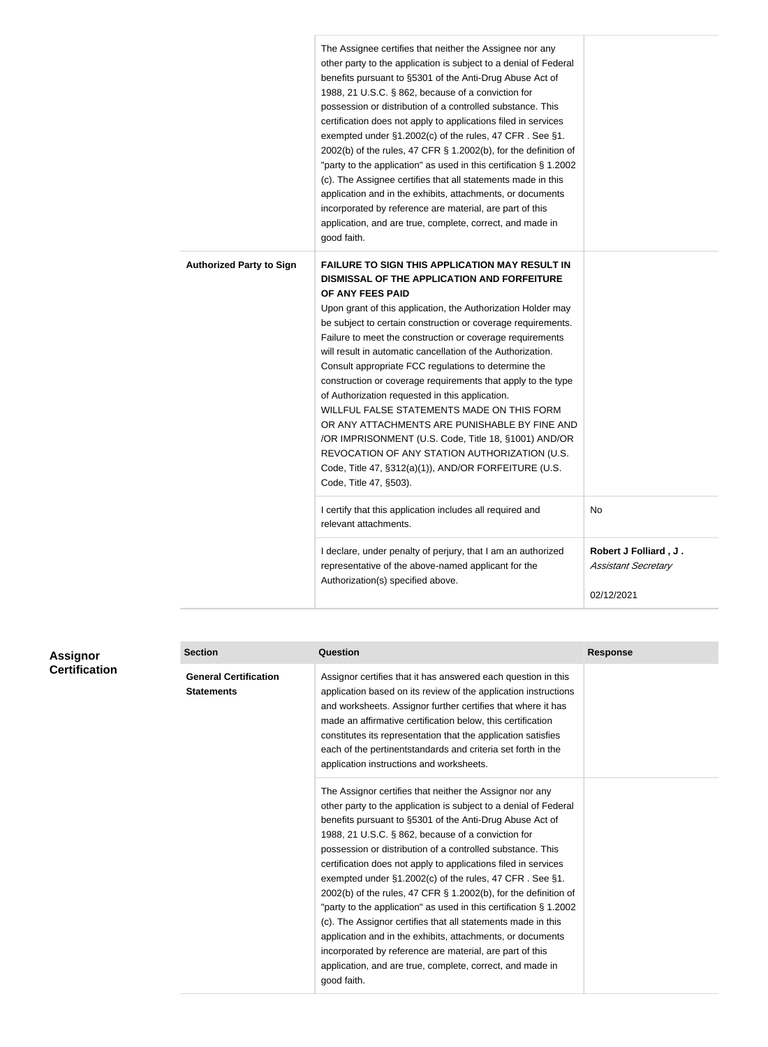| | | |
|---|---|---|
| | The Assignee certifies that neither the Assignee nor any other party to the application is subject to a denial of Federal benefits pursuant to §5301 of the Anti-Drug Abuse Act of 1988, 21 U.S.C. § 862, because of a conviction for possession or distribution of a controlled substance. This certification does not apply to applications filed in services exempted under §1.2002(c) of the rules, 47 CFR . See §1. 2002(b) of the rules, 47 CFR § 1.2002(b), for the definition of "party to the application" as used in this certification § 1.2002 (c). The Assignee certifies that all statements made in this application and in the exhibits, attachments, or documents incorporated by reference are material, are part of this application, and are true, complete, correct, and made in good faith. | |
| **Authorized Party to Sign** | **FAILURE TO SIGN THIS APPLICATION MAY RESULT IN DISMISSAL OF THE APPLICATION AND FORFEITURE OF ANY FEES PAID** Upon grant of this application, the Authorization Holder may be subject to certain construction or coverage requirements. Failure to meet the construction or coverage requirements will result in automatic cancellation of the Authorization. Consult appropriate FCC regulations to determine the construction or coverage requirements that apply to the type of Authorization requested in this application. WILLFUL FALSE STATEMENTS MADE ON THIS FORM OR ANY ATTACHMENTS ARE PUNISHABLE BY FINE AND /OR IMPRISONMENT (U.S. Code, Title 18, §1001) AND/OR REVOCATION OF ANY STATION AUTHORIZATION (U.S. Code, Title 47, §312(a)(1)), AND/OR FORFEITURE (U.S. Code, Title 47, §503). | |
| | I certify that this application includes all required and relevant attachments. | No |
| | I declare, under penalty of perjury, that I am an authorized representative of the above-named applicant for the Authorization(s) specified above. | **Robert J Folliard , J .** *Assistant Secretary* 02/12/2021 |

## Assignor Certification

| Section | Question | Response |
|---|---|---|
| **General Certification Statements** | Assignor certifies that it has answered each question in this application based on its review of the application instructions and worksheets. Assignor further certifies that where it has made an affirmative certification below, this certification constitutes its representation that the application satisfies each of the pertinentstandards and criteria set forth in the application instructions and worksheets. | |
| | The Assignor certifies that neither the Assignor nor any other party to the application is subject to a denial of Federal benefits pursuant to §5301 of the Anti-Drug Abuse Act of 1988, 21 U.S.C. § 862, because of a conviction for possession or distribution of a controlled substance. This certification does not apply to applications filed in services exempted under §1.2002(c) of the rules, 47 CFR . See §1. 2002(b) of the rules, 47 CFR § 1.2002(b), for the definition of "party to the application" as used in this certification § 1.2002 (c). The Assignor certifies that all statements made in this application and in the exhibits, attachments, or documents incorporated by reference are material, are part of this application, and are true, complete, correct, and made in good faith. | |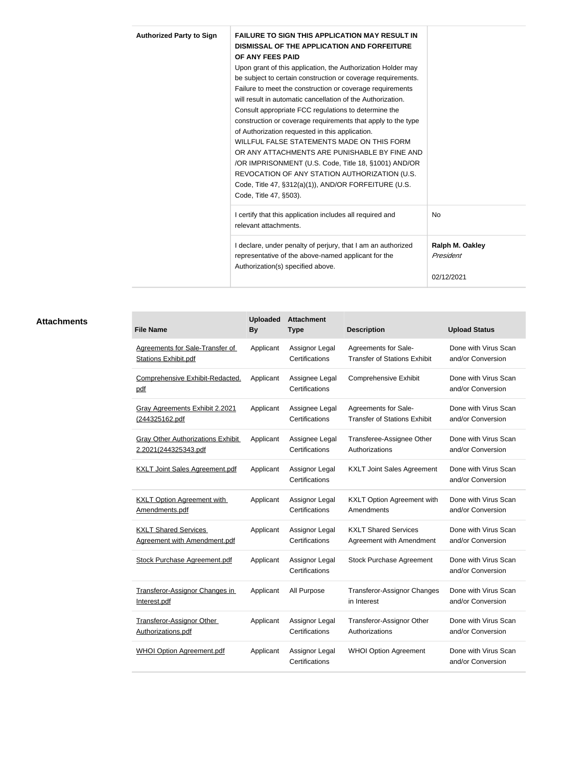| | | |
|---|---|---|
| **Authorized Party to Sign** | **FAILURE TO SIGN THIS APPLICATION MAY RESULT IN DISMISSAL OF THE APPLICATION AND FORFEITURE OF ANY FEES PAID**<br>Upon grant of this application, the Authorization Holder may be subject to certain construction or coverage requirements. Failure to meet the construction or coverage requirements will result in automatic cancellation of the Authorization. Consult appropriate FCC regulations to determine the construction or coverage requirements that apply to the type of Authorization requested in this application.<br>WILLFUL FALSE STATEMENTS MADE ON THIS FORM OR ANY ATTACHMENTS ARE PUNISHABLE BY FINE AND /OR IMPRISONMENT (U.S. Code, Title 18, §1001) AND/OR REVOCATION OF ANY STATION AUTHORIZATION (U.S. Code, Title 47, §312(a)(1)), AND/OR FORFEITURE (U.S. Code, Title 47, §503). | |
| | I certify that this application includes all required and relevant attachments. | No |
| | I declare, under penalty of perjury, that I am an authorized representative of the above-named applicant for the Authorization(s) specified above. | **Ralph M. Oakley**<br>*President*<br><br>02/12/2021 |

## Attachments

| File Name | Uploaded By | Attachment Type | Description | Upload Status |
|---|---|---|---|---|
| Agreements for Sale-Transfer of Stations Exhibit.pdf | Applicant | Assignor Legal Certifications | Agreements for Sale-Transfer of Stations Exhibit | Done with Virus Scan and/or Conversion |
| Comprehensive Exhibit-Redacted.pdf | Applicant | Assignee Legal Certifications | Comprehensive Exhibit | Done with Virus Scan and/or Conversion |
| Gray Agreements Exhibit 2.2021 (244325162.pdf | Applicant | Assignee Legal Certifications | Agreements for Sale-Transfer of Stations Exhibit | Done with Virus Scan and/or Conversion |
| Gray Other Authorizations Exhibit 2.2021(244325343.pdf | Applicant | Assignee Legal Certifications | Transferee-Assignee Other Authorizations | Done with Virus Scan and/or Conversion |
| KXLT Joint Sales Agreement.pdf | Applicant | Assignor Legal Certifications | KXLT Joint Sales Agreement | Done with Virus Scan and/or Conversion |
| KXLT Option Agreement with Amendments.pdf | Applicant | Assignor Legal Certifications | KXLT Option Agreement with Amendments | Done with Virus Scan and/or Conversion |
| KXLT Shared Services Agreement with Amendment.pdf | Applicant | Assignor Legal Certifications | KXLT Shared Services Agreement with Amendment | Done with Virus Scan and/or Conversion |
| Stock Purchase Agreement.pdf | Applicant | Assignor Legal Certifications | Stock Purchase Agreement | Done with Virus Scan and/or Conversion |
| Transferor-Assignor Changes in Interest.pdf | Applicant | All Purpose | Transferor-Assignor Changes in Interest | Done with Virus Scan and/or Conversion |
| Transferor-Assignor Other Authorizations.pdf | Applicant | Assignor Legal Certifications | Transferor-Assignor Other Authorizations | Done with Virus Scan and/or Conversion |
| WHOI Option Agreement.pdf | Applicant | Assignor Legal Certifications | WHOI Option Agreement | Done with Virus Scan and/or Conversion |